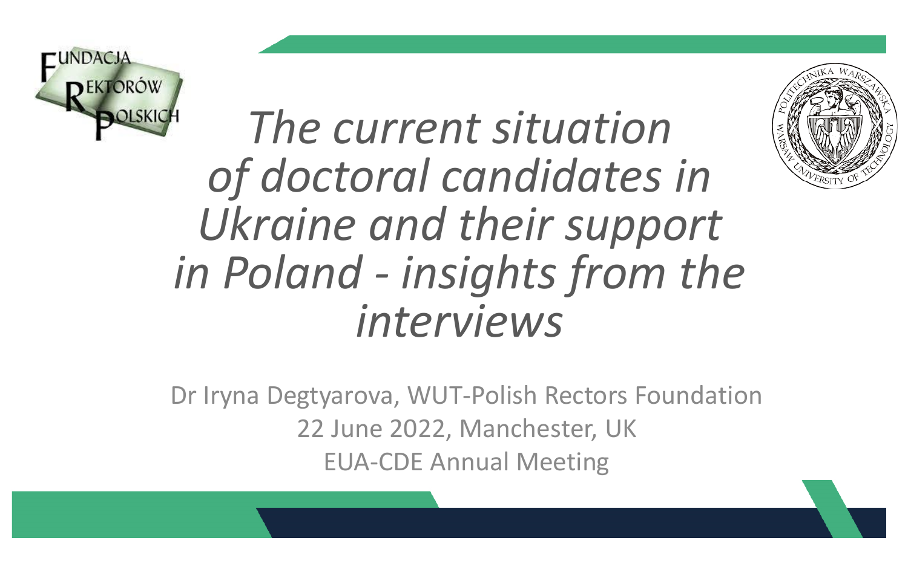# *The current situation of doctoral candidates in Ukraine and their support in Poland - insights from the interviews*

Dr Iryna Degtyarova, WUT-Polish Rectors Foundation

22 June 2022, Manchester, UK

EUA-CDE Annual Meeting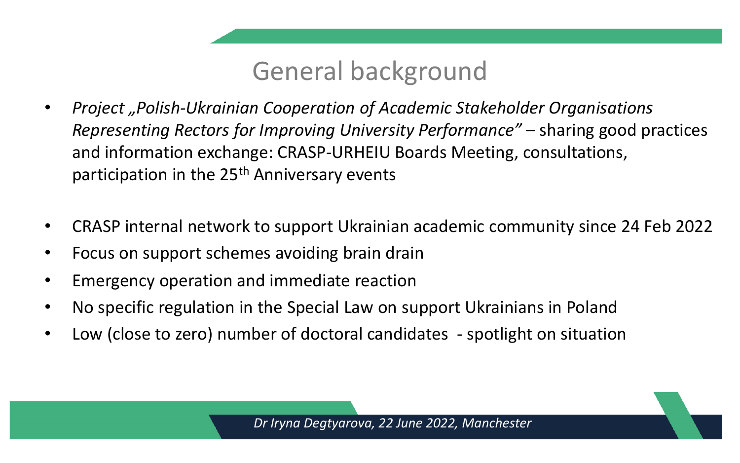# General background

- *Project „Polish-Ukrainian Cooperation of Academic Stakeholder Organisations Representing Rectors for Improving University Performance"* – sharing good practices and information exchange: CRASP-URHEIU Boards Meeting, consultations, participation in the 25th Anniversary events

- CRASP internal network to support Ukrainian academic community since 24 Feb 2022
- Focus on support schemes avoiding brain drain
- Emergency operation and immediate reaction
- No specific regulation in the Special Law on support Ukrainians in Poland
- Low (close to zero) number of doctoral candidates - spotlight on situation

*Dr Iryna Degtyarova, 22 June 2022, Manchester*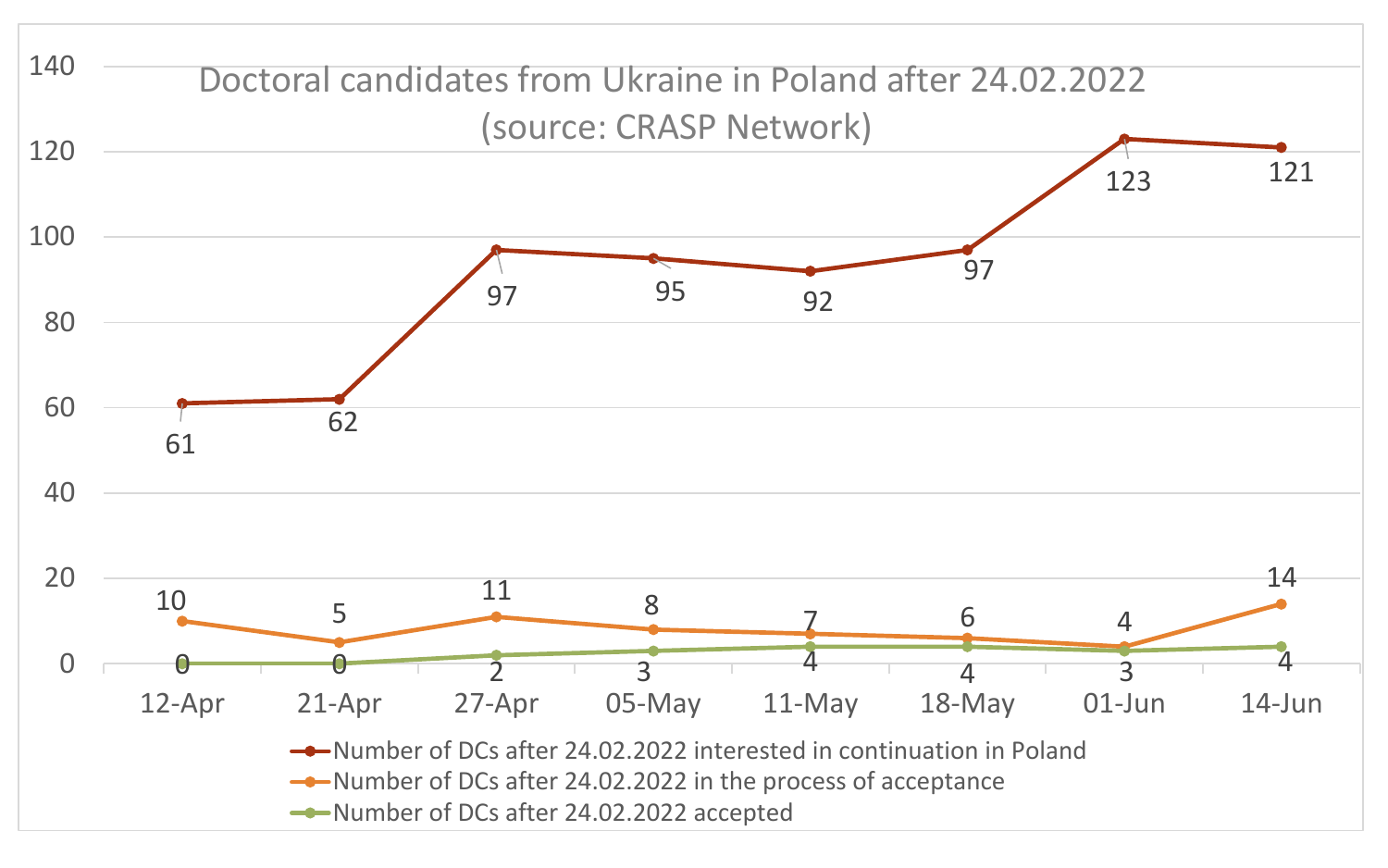**Doctoral candidates from Ukraine in Poland after 24.02.2022 (source: CRASP Network)**

| | 12-Apr | 21-Apr | 27-Apr | 05-May | 11-May | 18-May | 01-Jun | 14-Jun |
|---|---|---|---|---|---|---|---|---|
| Number of DCs after 24.02.2022 interested in continuation in Poland | 61 | 62 | 97 | 95 | 92 | 97 | 123 | 121 |
| Number of DCs after 24.02.2022 in the process of acceptance | 10 | 5 | 11 | 8 | 7 | 6 | 4 | 14 |
| Number of DCs after 24.02.2022 accepted | 0 | 0 | 2 | 3 | 4 | 4 | 3 | 4 |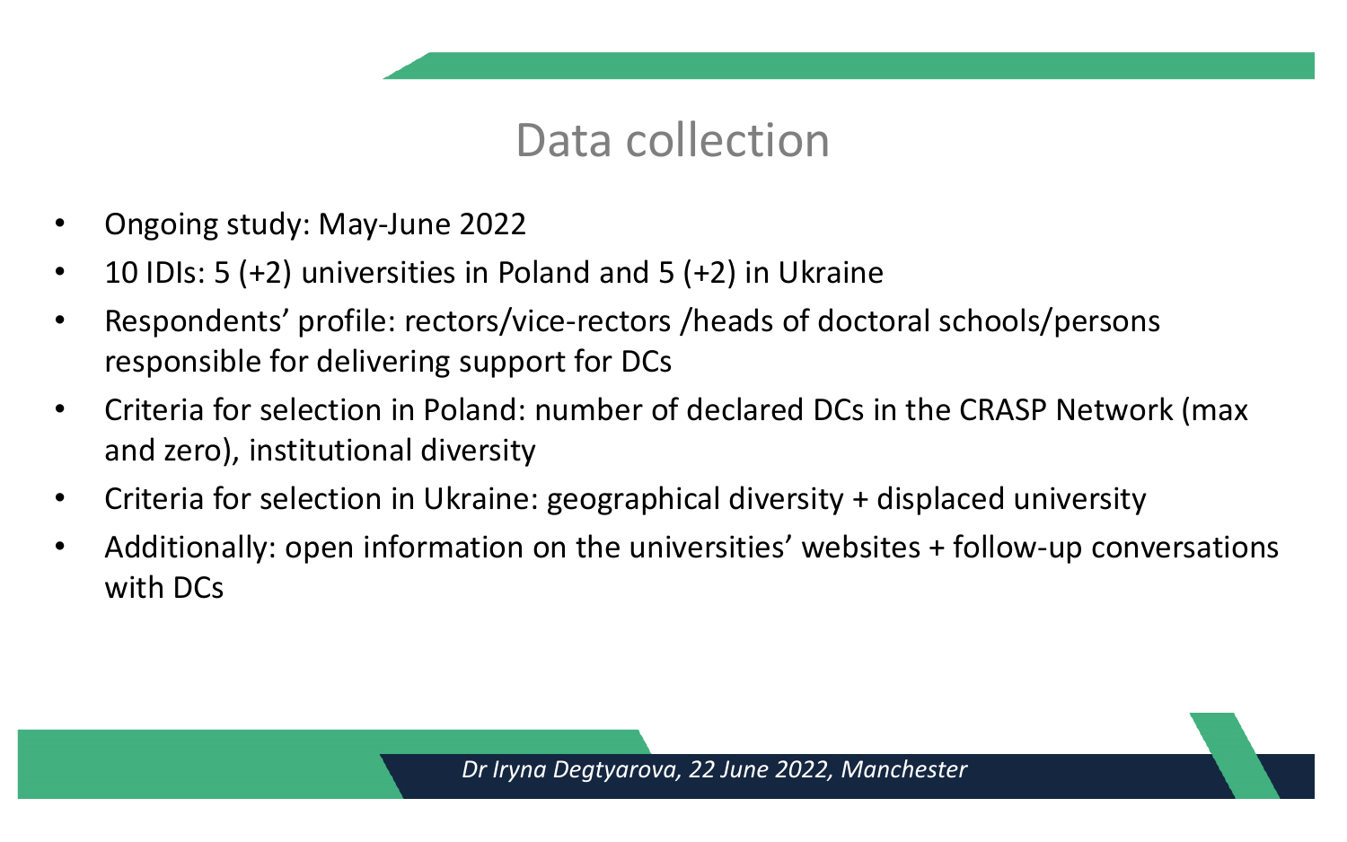# Data collection

- Ongoing study: May-June 2022
- 10 IDIs: 5 (+2) universities in Poland and 5 (+2) in Ukraine
- Respondents' profile: rectors/vice-rectors /heads of doctoral schools/persons responsible for delivering support for DCs
- Criteria for selection in Poland: number of declared DCs in the CRASP Network (max and zero), institutional diversity
- Criteria for selection in Ukraine: geographical diversity + displaced university
- Additionally: open information on the universities' websites + follow-up conversations with DCs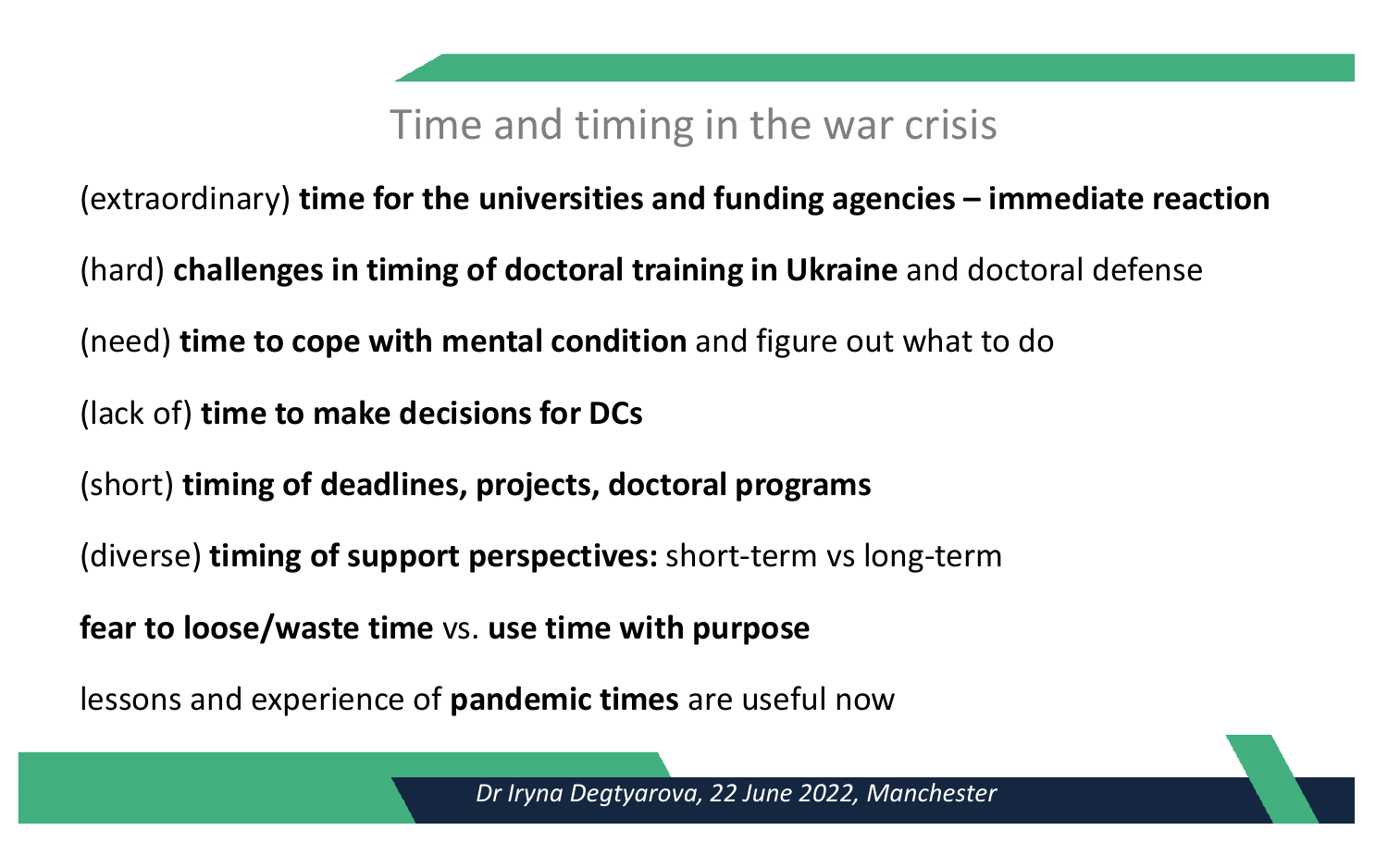# Time and timing in the war crisis

(extraordinary) **time for the universities and funding agencies – immediate reaction**

(hard) **challenges in timing of doctoral training in Ukraine** and doctoral defense

(need) **time to cope with mental condition** and figure out what to do

(lack of) **time to make decisions for DCs**

(short) **timing of deadlines, projects, doctoral programs**

(diverse) **timing of support perspectives:** short-term vs long-term

**fear to loose/waste time** vs. **use time with purpose**

lessons and experience of **pandemic times** are useful now

*Dr Iryna Degtyarova, 22 June 2022, Manchester*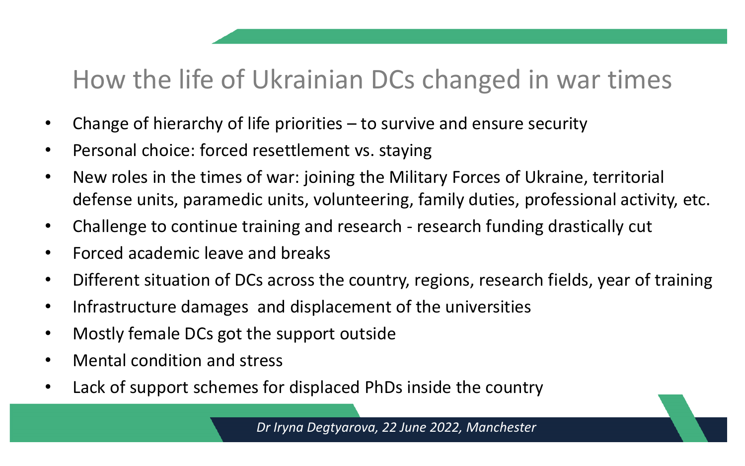# How the life of Ukrainian DCs changed in war times

- Change of hierarchy of life priorities – to survive and ensure security
- Personal choice: forced resettlement vs. staying
- New roles in the times of war: joining the Military Forces of Ukraine, territorial defense units, paramedic units, volunteering, family duties, professional activity, etc.
- Challenge to continue training and research - research funding drastically cut
- Forced academic leave and breaks
- Different situation of DCs across the country, regions, research fields, year of training
- Infrastructure damages and displacement of the universities
- Mostly female DCs got the support outside
- Mental condition and stress
- Lack of support schemes for displaced PhDs inside the country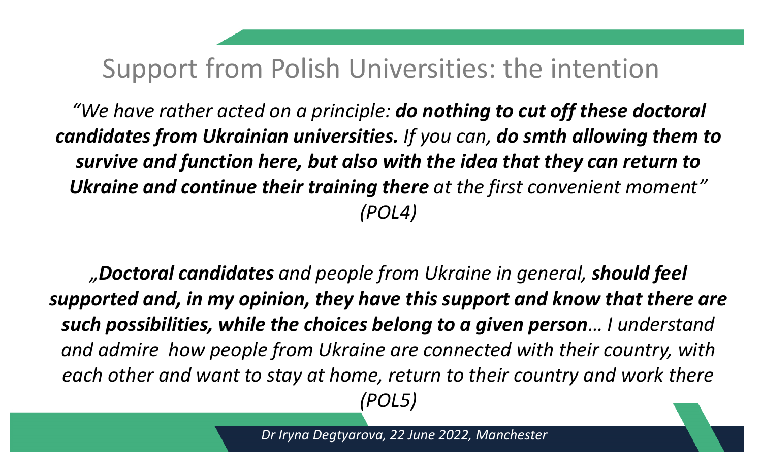# Support from Polish Universities: the intention

*"We have rather acted on a principle: **do nothing to cut off these doctoral candidates from Ukrainian universities.** If you can, **do smth allowing them to survive and function here, but also with the idea that they can return to Ukraine and continue their training there** at the first convenient moment" (POL4)*

*„**Doctoral candidates** and people from Ukraine in general, **should feel supported and, in my opinion, they have this support and know that there are such possibilities, while the choices belong to a given person**… I understand and admire how people from Ukraine are connected with their country, with each other and want to stay at home, return to their country and work there (POL5)*

*Dr Iryna Degtyarova, 22 June 2022, Manchester*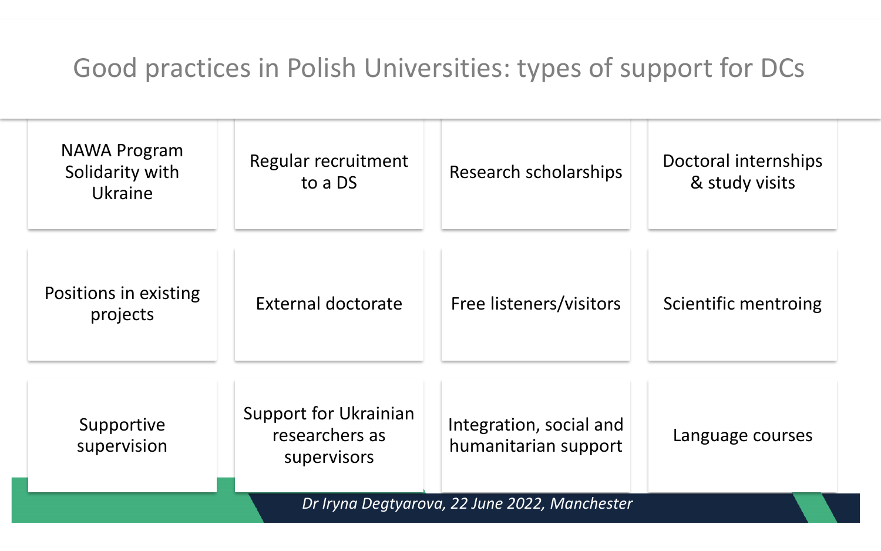# Good practices in Polish Universities: types of support for DCs

- NAWA Program Solidarity with Ukraine
- Regular recruitment to a DS
- Research scholarships
- Doctoral internships & study visits
- Positions in existing projects
- External doctorate
- Free listeners/visitors
- Scientific mentroing
- Supportive supervision
- Support for Ukrainian researchers as supervisors
- Integration, social and humanitarian support
- Language courses

*Dr Iryna Degtyarova, 22 June 2022, Manchester*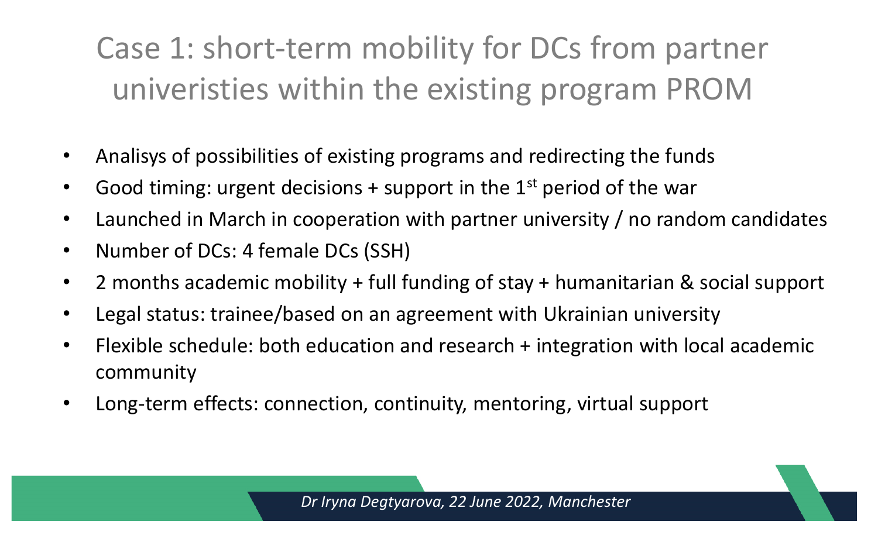# Case 1: short-term mobility for DCs from partner univeristies within the existing program PROM

- Analisys of possibilities of existing programs and redirecting the funds
- Good timing: urgent decisions + support in the 1st period of the war
- Launched in March in cooperation with partner university / no random candidates
- Number of DCs: 4 female DCs (SSH)
- 2 months academic mobility + full funding of stay + humanitarian & social support
- Legal status: trainee/based on an agreement with Ukrainian university
- Flexible schedule: both education and research + integration with local academic community
- Long-term effects: connection, continuity, mentoring, virtual support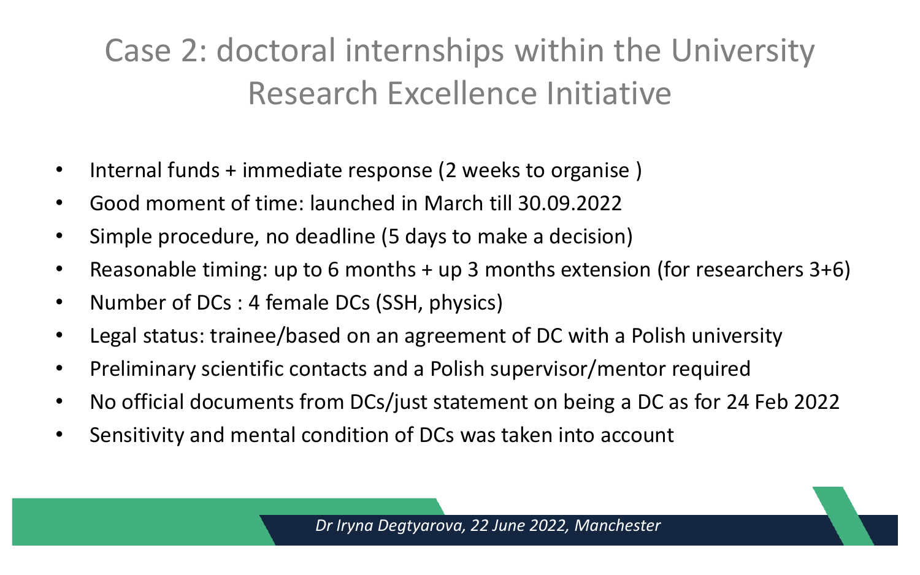# Case 2: doctoral internships within the University Research Excellence Initiative

- Internal funds + immediate response (2 weeks to organise )
- Good moment of time: launched in March till 30.09.2022
- Simple procedure, no deadline (5 days to make a decision)
- Reasonable timing: up to 6 months + up 3 months extension (for researchers 3+6)
- Number of DCs : 4 female DCs (SSH, physics)
- Legal status: trainee/based on an agreement of DC with a Polish university
- Preliminary scientific contacts and a Polish supervisor/mentor required
- No official documents from DCs/just statement on being a DC as for 24 Feb 2022
- Sensitivity and mental condition of DCs was taken into account

*Dr Iryna Degtyarova, 22 June 2022, Manchester*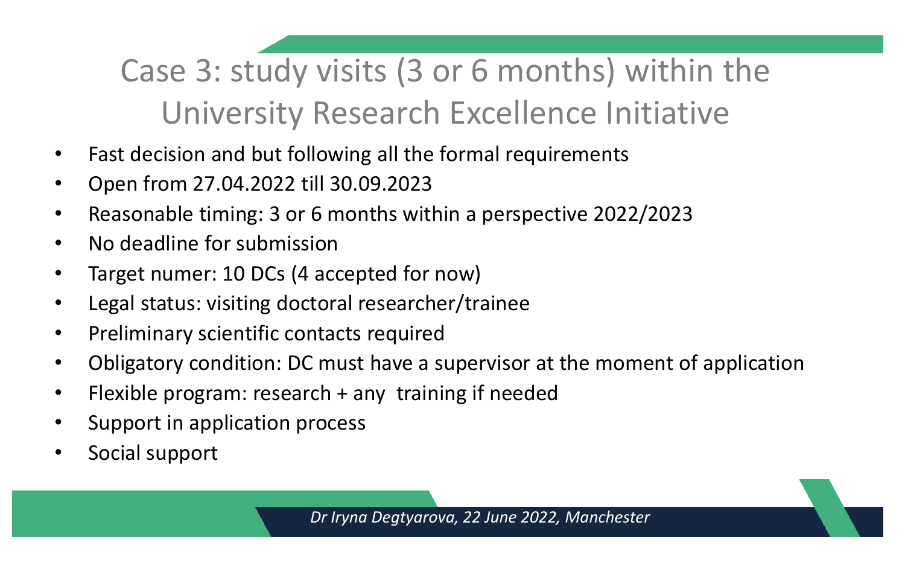# Case 3: study visits (3 or 6 months) within the University Research Excellence Initiative

- Fast decision and but following all the formal requirements
- Open from 27.04.2022 till 30.09.2023
- Reasonable timing: 3 or 6 months within a perspective 2022/2023
- No deadline for submission
- Target numer: 10 DCs (4 accepted for now)
- Legal status: visiting doctoral researcher/trainee
- Preliminary scientific contacts required
- Obligatory condition: DC must have a supervisor at the moment of application
- Flexible program: research + any training if needed
- Support in application process
- Social support

*Dr Iryna Degtyarova, 22 June 2022, Manchester*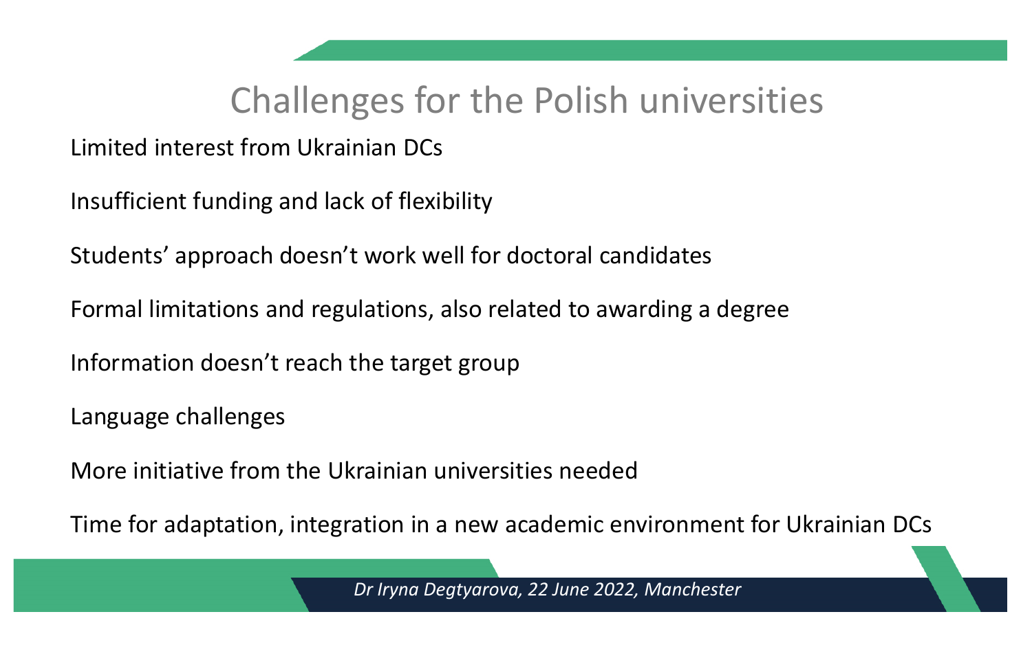# Challenges for the Polish universities

Limited interest from Ukrainian DCs

Insufficient funding and lack of flexibility

Students' approach doesn't work well for doctoral candidates

Formal limitations and regulations, also related to awarding a degree

Information doesn't reach the target group

Language challenges

More initiative from the Ukrainian universities needed

Time for adaptation, integration in a new academic environment for Ukrainian DCs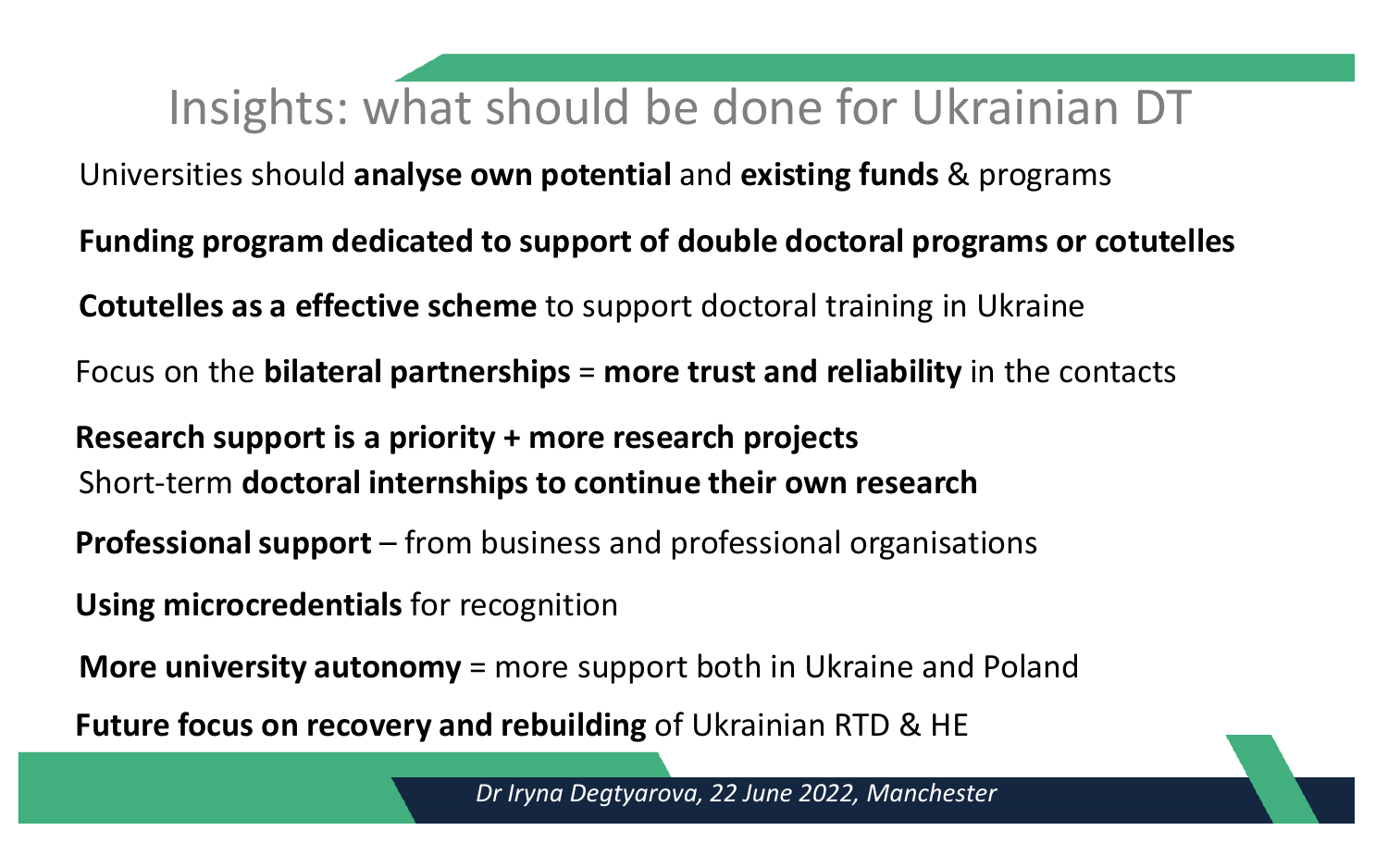# Insights: what should be done for Ukrainian DT

Universities should **analyse own potential** and **existing funds** & programs

**Funding program dedicated to support of double doctoral programs or cotutelles**

**Cotutelles as a effective scheme** to support doctoral training in Ukraine

Focus on the **bilateral partnerships** = **more trust and reliability** in the contacts

**Research support is a priority + more research projects**
Short-term **doctoral internships to continue their own research**

**Professional support** – from business and professional organisations

**Using microcredentials** for recognition

**More university autonomy** = more support both in Ukraine and Poland

**Future focus on recovery and rebuilding** of Ukrainian RTD & HE

*Dr Iryna Degtyarova, 22 June 2022, Manchester*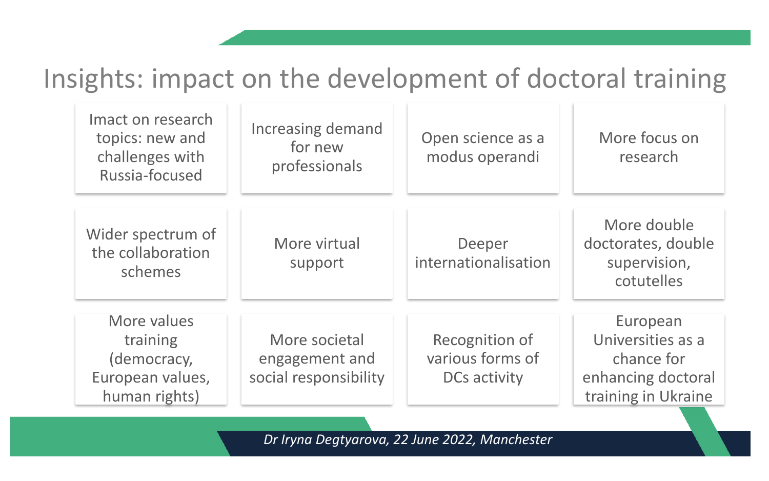# Insights: impact on the development of doctoral training

- Imact on research topics: new and challenges with Russia-focused
- Increasing demand for new professionals
- Open science as a modus operandi
- More focus on research
- Wider spectrum of the collaboration schemes
- More virtual support
- Deeper internationalisation
- More double doctorates, double supervision, cotutelles
- More values training (democracy, European values, human rights)
- More societal engagement and social responsibility
- Recognition of various forms of DCs activity
- European Universities as a chance for enhancing doctoral training in Ukraine

*Dr Iryna Degtyarova, 22 June 2022, Manchester*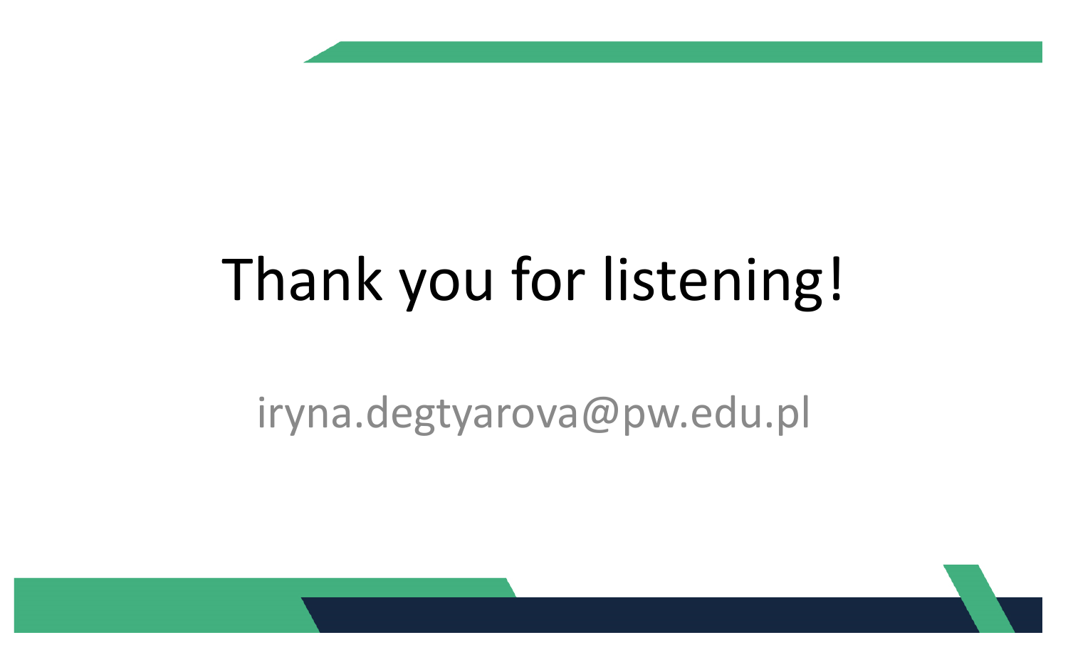# Thank you for listening!

iryna.degtyarova@pw.edu.pl